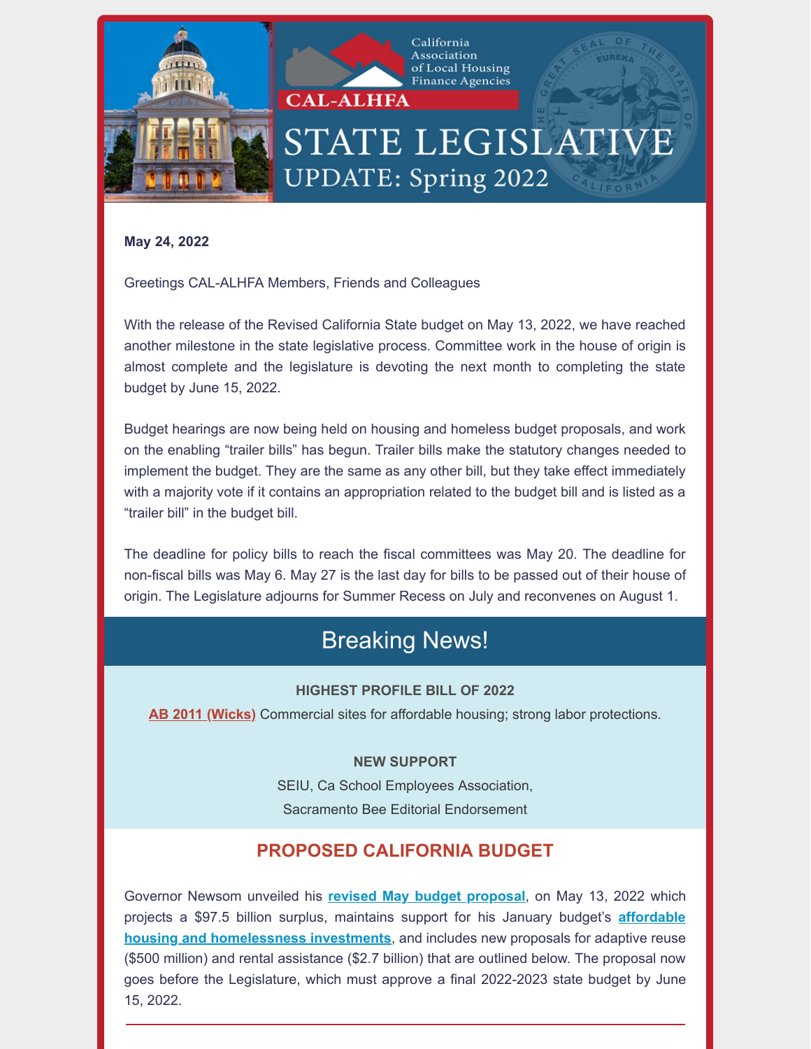# CAL-ALHFA California Association of Local Housing Finance Agencies

## STATE LEGISLATIVE UPDATE: Spring 2022

**May 24, 2022**

Greetings CAL-ALHFA Members, Friends and Colleagues

With the release of the Revised California State budget on May 13, 2022, we have reached another milestone in the state legislative process. Committee work in the house of origin is almost complete and the legislature is devoting the next month to completing the state budget by June 15, 2022.

Budget hearings are now being held on housing and homeless budget proposals, and work on the enabling "trailer bills" has begun. Trailer bills make the statutory changes needed to implement the budget. They are the same as any other bill, but they take effect immediately with a majority vote if it contains an appropriation related to the budget bill and is listed as a "trailer bill" in the budget bill.

The deadline for policy bills to reach the fiscal committees was May 20. The deadline for non-fiscal bills was May 6. May 27 is the last day for bills to be passed out of their house of origin. The Legislature adjourns for Summer Recess on July and reconvenes on August 1.

## Breaking News!

**HIGHEST PROFILE BILL OF 2022**

**AB 2011 (Wicks)** Commercial sites for affordable housing; strong labor protections.

**NEW SUPPORT**

SEIU, Ca School Employees Association,
Sacramento Bee Editorial Endorsement

## PROPOSED CALIFORNIA BUDGET

Governor Newsom unveiled his **revised May budget proposal**, on May 13, 2022 which projects a $97.5 billion surplus, maintains support for his January budget's **affordable housing and homelessness investments**, and includes new proposals for adaptive reuse ($500 million) and rental assistance ($2.7 billion) that are outlined below. The proposal now goes before the Legislature, which must approve a final 2022-2023 state budget by June 15, 2022.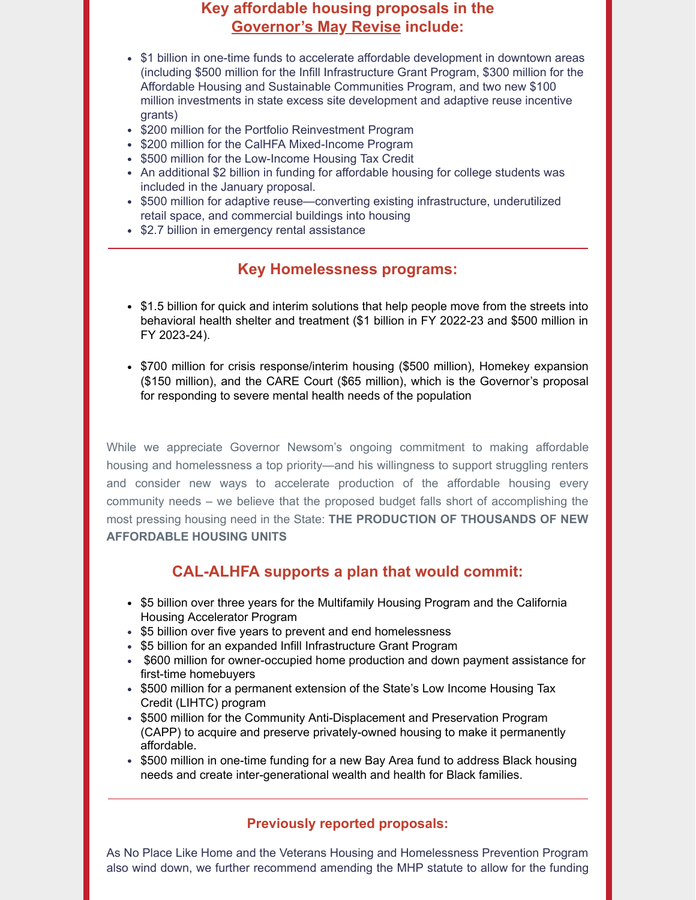## Key affordable housing proposals in the Governor's May Revise include:

- $1 billion in one-time funds to accelerate affordable development in downtown areas (including $500 million for the Infill Infrastructure Grant Program, $300 million for the Affordable Housing and Sustainable Communities Program, and two new $100 million investments in state excess site development and adaptive reuse incentive grants)
- $200 million for the Portfolio Reinvestment Program
- $200 million for the CalHFA Mixed-Income Program
- $500 million for the Low-Income Housing Tax Credit
- An additional $2 billion in funding for affordable housing for college students was included in the January proposal.
- $500 million for adaptive reuse—converting existing infrastructure, underutilized retail space, and commercial buildings into housing
- $2.7 billion in emergency rental assistance

---

## Key Homelessness programs:

- $1.5 billion for quick and interim solutions that help people move from the streets into behavioral health shelter and treatment ($1 billion in FY 2022-23 and $500 million in FY 2023-24).
- $700 million for crisis response/interim housing ($500 million), Homekey expansion ($150 million), and the CARE Court ($65 million), which is the Governor's proposal for responding to severe mental health needs of the population

While we appreciate Governor Newsom's ongoing commitment to making affordable housing and homelessness a top priority—and his willingness to support struggling renters and consider new ways to accelerate production of the affordable housing every community needs – we believe that the proposed budget falls short of accomplishing the most pressing housing need in the State: **THE PRODUCTION OF THOUSANDS OF NEW AFFORDABLE HOUSING UNITS**

## CAL-ALHFA supports a plan that would commit:

- $5 billion over three years for the Multifamily Housing Program and the California Housing Accelerator Program
- $5 billion over five years to prevent and end homelessness
- $5 billion for an expanded Infill Infrastructure Grant Program
- $600 million for owner-occupied home production and down payment assistance for first-time homebuyers
- $500 million for a permanent extension of the State's Low Income Housing Tax Credit (LIHTC) program
- $500 million for the Community Anti-Displacement and Preservation Program (CAPP) to acquire and preserve privately-owned housing to make it permanently affordable.
- $500 million in one-time funding for a new Bay Area fund to address Black housing needs and create inter-generational wealth and health for Black families.

---

### Previously reported proposals:

As No Place Like Home and the Veterans Housing and Homelessness Prevention Program also wind down, we further recommend amending the MHP statute to allow for the funding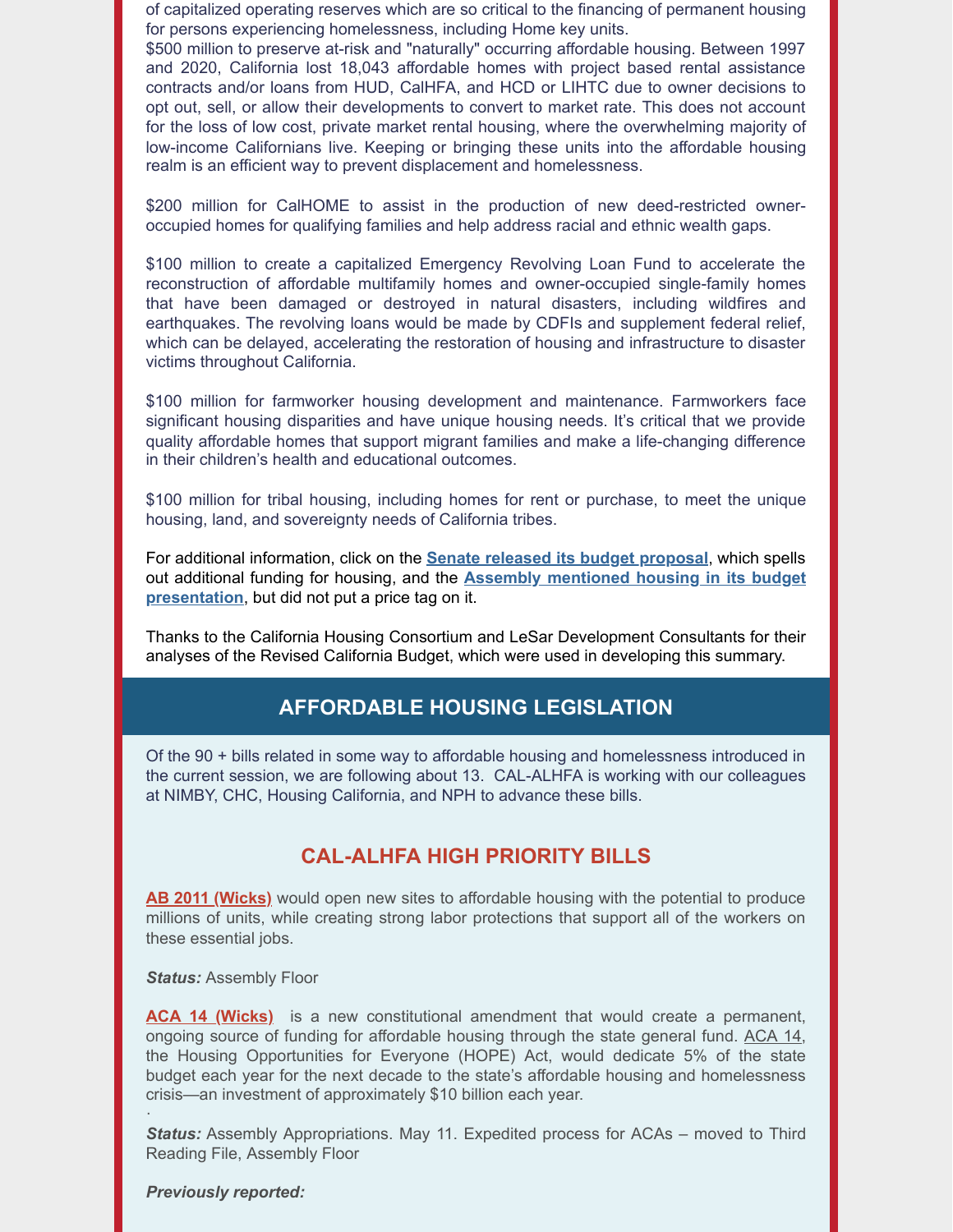of capitalized operating reserves which are so critical to the financing of permanent housing for persons experiencing homelessness, including Home key units.

$500 million to preserve at-risk and "naturally" occurring affordable housing. Between 1997 and 2020, California lost 18,043 affordable homes with project based rental assistance contracts and/or loans from HUD, CalHFA, and HCD or LIHTC due to owner decisions to opt out, sell, or allow their developments to convert to market rate. This does not account for the loss of low cost, private market rental housing, where the overwhelming majority of low-income Californians live. Keeping or bringing these units into the affordable housing realm is an efficient way to prevent displacement and homelessness.

$200 million for CalHOME to assist in the production of new deed-restricted owner-occupied homes for qualifying families and help address racial and ethnic wealth gaps.

$100 million to create a capitalized Emergency Revolving Loan Fund to accelerate the reconstruction of affordable multifamily homes and owner-occupied single-family homes that have been damaged or destroyed in natural disasters, including wildfires and earthquakes. The revolving loans would be made by CDFIs and supplement federal relief, which can be delayed, accelerating the restoration of housing and infrastructure to disaster victims throughout California.

$100 million for farmworker housing development and maintenance. Farmworkers face significant housing disparities and have unique housing needs. It's critical that we provide quality affordable homes that support migrant families and make a life-changing difference in their children's health and educational outcomes.

$100 million for tribal housing, including homes for rent or purchase, to meet the unique housing, land, and sovereignty needs of California tribes.

For additional information, click on the **Senate released its budget proposal**, which spells out additional funding for housing, and the **Assembly mentioned housing in its budget presentation**, but did not put a price tag on it.

Thanks to the California Housing Consortium and LeSar Development Consultants for their analyses of the Revised California Budget, which were used in developing this summary.

## AFFORDABLE HOUSING LEGISLATION

Of the 90 + bills related in some way to affordable housing and homelessness introduced in the current session, we are following about 13. CAL-ALHFA is working with our colleagues at NIMBY, CHC, Housing California, and NPH to advance these bills.

### CAL-ALHFA HIGH PRIORITY BILLS

**AB 2011 (Wicks)** would open new sites to affordable housing with the potential to produce millions of units, while creating strong labor protections that support all of the workers on these essential jobs.

***Status:*** Assembly Floor

**ACA 14 (Wicks)** is a new constitutional amendment that would create a permanent, ongoing source of funding for affordable housing through the state general fund. ACA 14, the Housing Opportunities for Everyone (HOPE) Act, would dedicate 5% of the state budget each year for the next decade to the state's affordable housing and homelessness crisis—an investment of approximately $10 billion each year.

***Status:*** Assembly Appropriations. May 11. Expedited process for ACAs – moved to Third Reading File, Assembly Floor

***Previously reported:***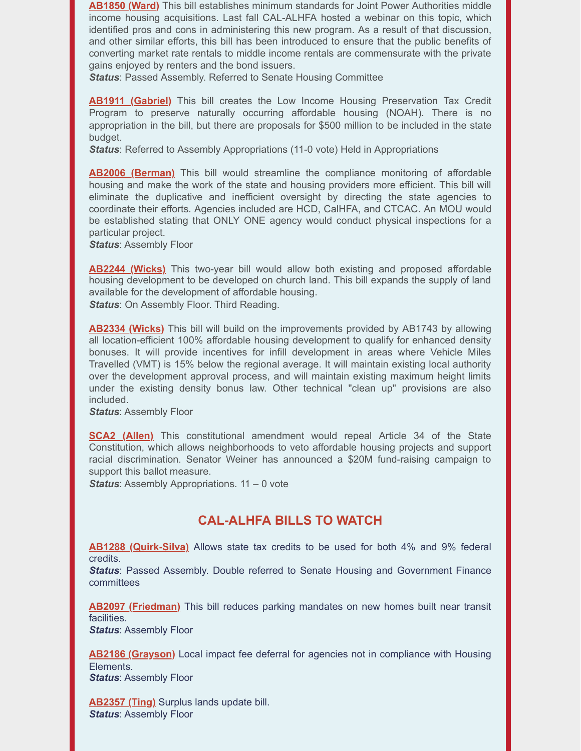**AB1850 (Ward)** This bill establishes minimum standards for Joint Power Authorities middle income housing acquisitions. Last fall CAL-ALHFA hosted a webinar on this topic, which identified pros and cons in administering this new program. As a result of that discussion, and other similar efforts, this bill has been introduced to ensure that the public benefits of converting market rate rentals to middle income rentals are commensurate with the private gains enjoyed by renters and the bond issuers.
***Status***: Passed Assembly. Referred to Senate Housing Committee

**AB1911 (Gabriel)** This bill creates the Low Income Housing Preservation Tax Credit Program to preserve naturally occurring affordable housing (NOAH). There is no appropriation in the bill, but there are proposals for $500 million to be included in the state budget.
***Status***: Referred to Assembly Appropriations (11-0 vote) Held in Appropriations

**AB2006 (Berman)** This bill would streamline the compliance monitoring of affordable housing and make the work of the state and housing providers more efficient. This bill will eliminate the duplicative and inefficient oversight by directing the state agencies to coordinate their efforts. Agencies included are HCD, CalHFA, and CTCAC. An MOU would be established stating that ONLY ONE agency would conduct physical inspections for a particular project.
***Status***: Assembly Floor

**AB2244 (Wicks)** This two-year bill would allow both existing and proposed affordable housing development to be developed on church land. This bill expands the supply of land available for the development of affordable housing.
***Status***: On Assembly Floor. Third Reading.

**AB2334 (Wicks)** This bill will build on the improvements provided by AB1743 by allowing all location-efficient 100% affordable housing development to qualify for enhanced density bonuses. It will provide incentives for infill development in areas where Vehicle Miles Travelled (VMT) is 15% below the regional average. It will maintain existing local authority over the development approval process, and will maintain existing maximum height limits under the existing density bonus law. Other technical "clean up" provisions are also included.
***Status***: Assembly Floor

**SCA2 (Allen)** This constitutional amendment would repeal Article 34 of the State Constitution, which allows neighborhoods to veto affordable housing projects and support racial discrimination. Senator Weiner has announced a $20M fund-raising campaign to support this ballot measure.
***Status***: Assembly Appropriations. 11 – 0 vote

## CAL-ALHFA BILLS TO WATCH

**AB1288 (Quirk-Silva)** Allows state tax credits to be used for both 4% and 9% federal credits.
***Status***: Passed Assembly. Double referred to Senate Housing and Government Finance committees

**AB2097 (Friedman)** This bill reduces parking mandates on new homes built near transit facilities.
***Status***: Assembly Floor

**AB2186 (Grayson)** Local impact fee deferral for agencies not in compliance with Housing Elements.
***Status***: Assembly Floor

**AB2357 (Ting)** Surplus lands update bill.
***Status***: Assembly Floor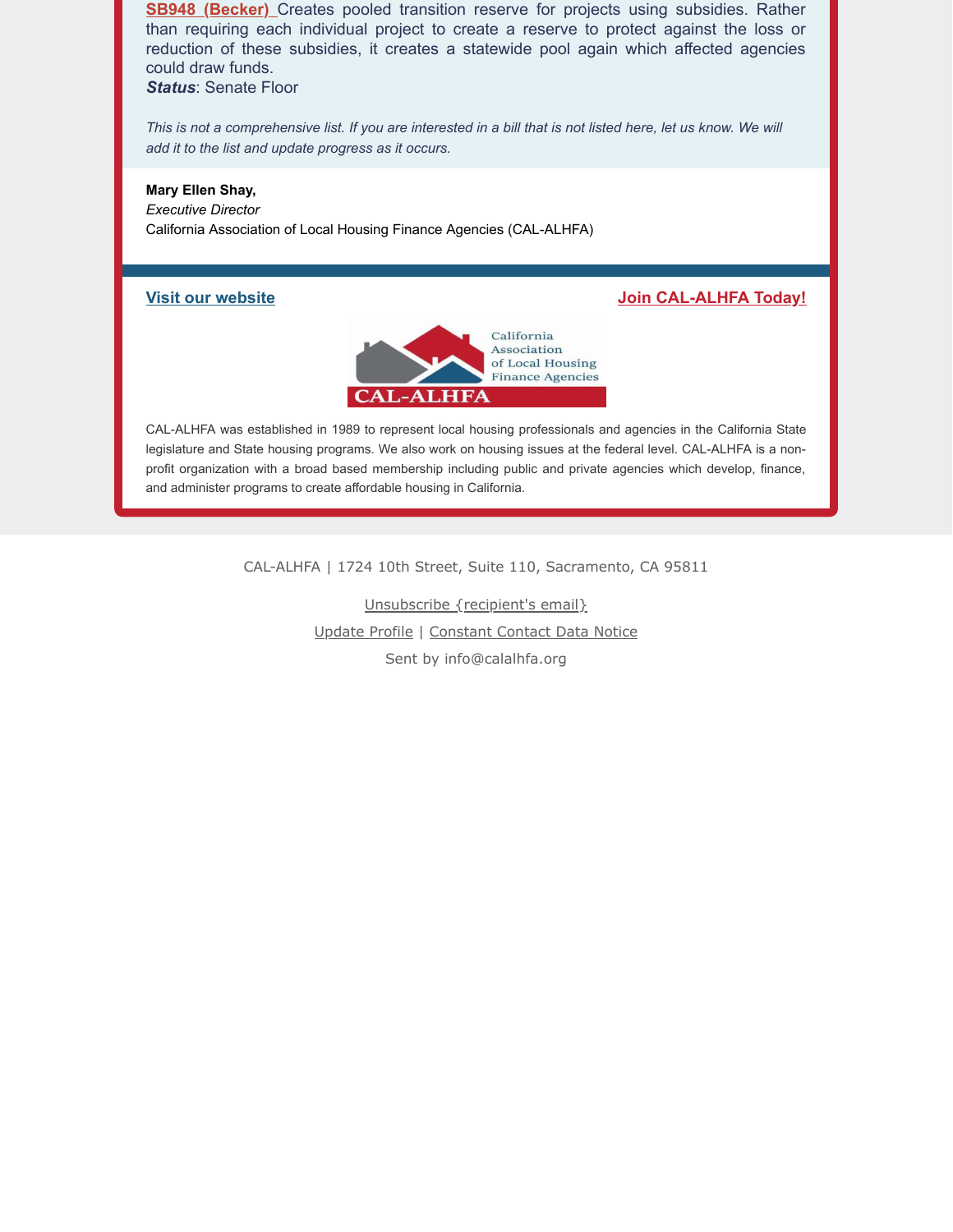**SB948 (Becker)** Creates pooled transition reserve for projects using subsidies. Rather than requiring each individual project to create a reserve to protect against the loss or reduction of these subsidies, it creates a statewide pool again which affected agencies could draw funds.
***Status***: Senate Floor

*This is not a comprehensive list. If you are interested in a bill that is not listed here, let us know. We will add it to the list and update progress as it occurs.*

**Mary Ellen Shay,**
*Executive Director*
California Association of Local Housing Finance Agencies (CAL-ALHFA)

**Visit our website**

**Join CAL-ALHFA Today!**

California Association of Local Housing Finance Agencies
CAL-ALHFA

CAL-ALHFA was established in 1989 to represent local housing professionals and agencies in the California State legislature and State housing programs. We also work on housing issues at the federal level. CAL-ALHFA is a non-profit organization with a broad based membership including public and private agencies which develop, finance, and administer programs to create affordable housing in California.

CAL-ALHFA | 1724 10th Street, Suite 110, Sacramento, CA 95811

Unsubscribe {recipient's email}

Update Profile | Constant Contact Data Notice

Sent by info@calalhfa.org